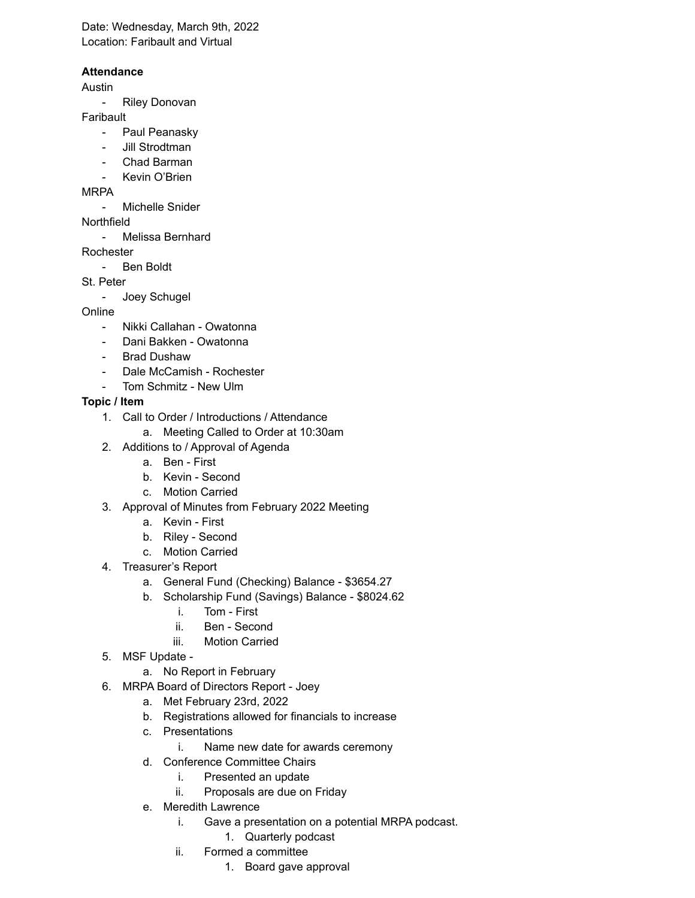Date: Wednesday, March 9th, 2022
Location: Faribault and Virtual

**Attendance**

Austin

- Riley Donovan

Faribault

- Paul Peanasky
- Jill Strodtman
- Chad Barman
- Kevin O'Brien

MRPA

- Michelle Snider

Northfield

- Melissa Bernhard

Rochester

- Ben Boldt

St. Peter

- Joey Schugel

Online

- Nikki Callahan - Owatonna
- Dani Bakken - Owatonna
- Brad Dushaw
- Dale McCamish - Rochester
- Tom Schmitz - New Ulm

**Topic / Item**

1. Call to Order / Introductions / Attendance
    a. Meeting Called to Order at 10:30am
2. Additions to / Approval of Agenda
    a. Ben - First
    b. Kevin - Second
    c. Motion Carried
3. Approval of Minutes from February 2022 Meeting
    a. Kevin - First
    b. Riley - Second
    c. Motion Carried
4. Treasurer's Report
    a. General Fund (Checking) Balance - $3654.27
    b. Scholarship Fund (Savings) Balance - $8024.62
        i. Tom - First
        ii. Ben - Second
        iii. Motion Carried
5. MSF Update -
    a. No Report in February
6. MRPA Board of Directors Report - Joey
    a. Met February 23rd, 2022
    b. Registrations allowed for financials to increase
    c. Presentations
        i. Name new date for awards ceremony
    d. Conference Committee Chairs
        i. Presented an update
        ii. Proposals are due on Friday
    e. Meredith Lawrence
        i. Gave a presentation on a potential MRPA podcast.
            1. Quarterly podcast
        ii. Formed a committee
            1. Board gave approval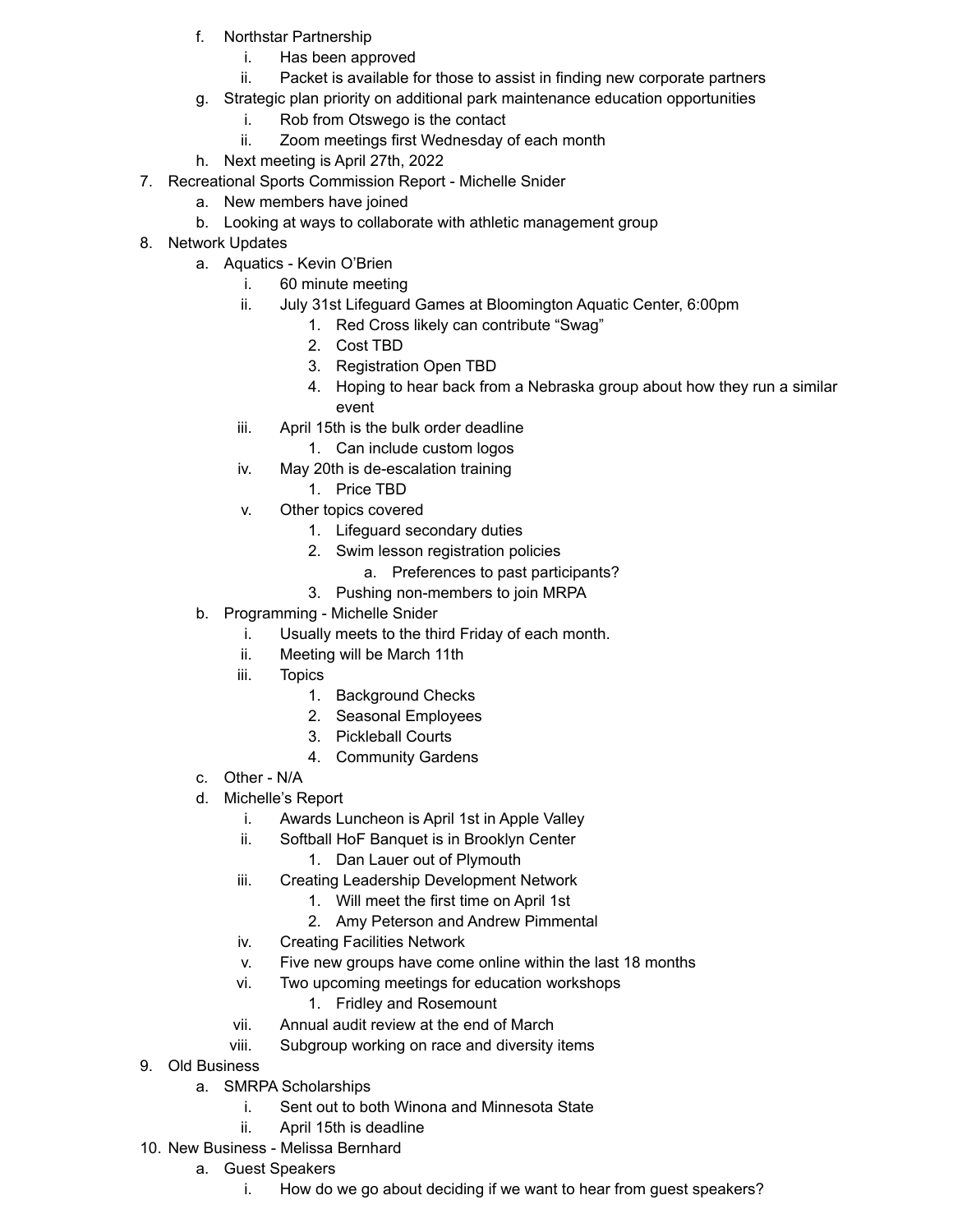f. Northstar Partnership
    i. Has been approved
    ii. Packet is available for those to assist in finding new corporate partners
g. Strategic plan priority on additional park maintenance education opportunities
    i. Rob from Otswego is the contact
    ii. Zoom meetings first Wednesday of each month
h. Next meeting is April 27th, 2022

7. Recreational Sports Commission Report - Michelle Snider
    a. New members have joined
    b. Looking at ways to collaborate with athletic management group
8. Network Updates
    a. Aquatics - Kevin O'Brien
        i. 60 minute meeting
        ii. July 31st Lifeguard Games at Bloomington Aquatic Center, 6:00pm
            1. Red Cross likely can contribute "Swag"
            2. Cost TBD
            3. Registration Open TBD
            4. Hoping to hear back from a Nebraska group about how they run a similar event
        iii. April 15th is the bulk order deadline
            1. Can include custom logos
        iv. May 20th is de-escalation training
            1. Price TBD
        v. Other topics covered
            1. Lifeguard secondary duties
            2. Swim lesson registration policies
                a. Preferences to past participants?
            3. Pushing non-members to join MRPA
    b. Programming - Michelle Snider
        i. Usually meets to the third Friday of each month.
        ii. Meeting will be March 11th
        iii. Topics
            1. Background Checks
            2. Seasonal Employees
            3. Pickleball Courts
            4. Community Gardens
    c. Other - N/A
    d. Michelle's Report
        i. Awards Luncheon is April 1st in Apple Valley
        ii. Softball HoF Banquet is in Brooklyn Center
            1. Dan Lauer out of Plymouth
        iii. Creating Leadership Development Network
            1. Will meet the first time on April 1st
            2. Amy Peterson and Andrew Pimmental
        iv. Creating Facilities Network
        v. Five new groups have come online within the last 18 months
        vi. Two upcoming meetings for education workshops
            1. Fridley and Rosemount
        vii. Annual audit review at the end of March
        viii. Subgroup working on race and diversity items
9. Old Business
    a. SMRPA Scholarships
        i. Sent out to both Winona and Minnesota State
        ii. April 15th is deadline
10. New Business - Melissa Bernhard
    a. Guest Speakers
        i. How do we go about deciding if we want to hear from guest speakers?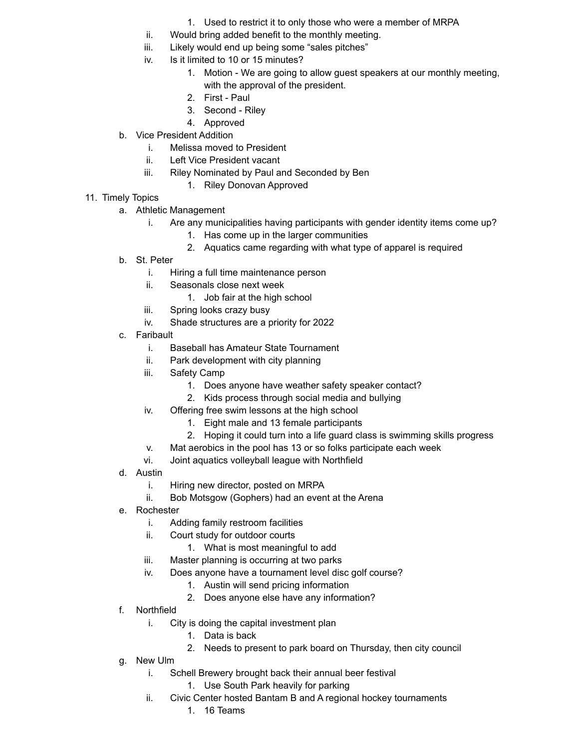1. Used to restrict it to only those who were a member of MRPA
        ii. Would bring added benefit to the monthly meeting.
        iii. Likely would end up being some “sales pitches”
        iv. Is it limited to 10 or 15 minutes?
            1. Motion - We are going to allow guest speakers at our monthly meeting, with the approval of the president.
            2. First - Paul
            3. Second - Riley
            4. Approved
    b. Vice President Addition
        i. Melissa moved to President
        ii. Left Vice President vacant
        iii. Riley Nominated by Paul and Seconded by Ben
            1. Riley Donovan Approved

11. Timely Topics
    a. Athletic Management
        i. Are any municipalities having participants with gender identity items come up?
            1. Has come up in the larger communities
            2. Aquatics came regarding with what type of apparel is required
    b. St. Peter
        i. Hiring a full time maintenance person
        ii. Seasonals close next week
            1. Job fair at the high school
        iii. Spring looks crazy busy
        iv. Shade structures are a priority for 2022
    c. Faribault
        i. Baseball has Amateur State Tournament
        ii. Park development with city planning
        iii. Safety Camp
            1. Does anyone have weather safety speaker contact?
            2. Kids process through social media and bullying
        iv. Offering free swim lessons at the high school
            1. Eight male and 13 female participants
            2. Hoping it could turn into a life guard class is swimming skills progress
        v. Mat aerobics in the pool has 13 or so folks participate each week
        vi. Joint aquatics volleyball league with Northfield
    d. Austin
        i. Hiring new director, posted on MRPA
        ii. Bob Motsgow (Gophers) had an event at the Arena
    e. Rochester
        i. Adding family restroom facilities
        ii. Court study for outdoor courts
            1. What is most meaningful to add
        iii. Master planning is occurring at two parks
        iv. Does anyone have a tournament level disc golf course?
            1. Austin will send pricing information
            2. Does anyone else have any information?
    f. Northfield
        i. City is doing the capital investment plan
            1. Data is back
            2. Needs to present to park board on Thursday, then city council
    g. New Ulm
        i. Schell Brewery brought back their annual beer festival
            1. Use South Park heavily for parking
        ii. Civic Center hosted Bantam B and A regional hockey tournaments
            1. 16 Teams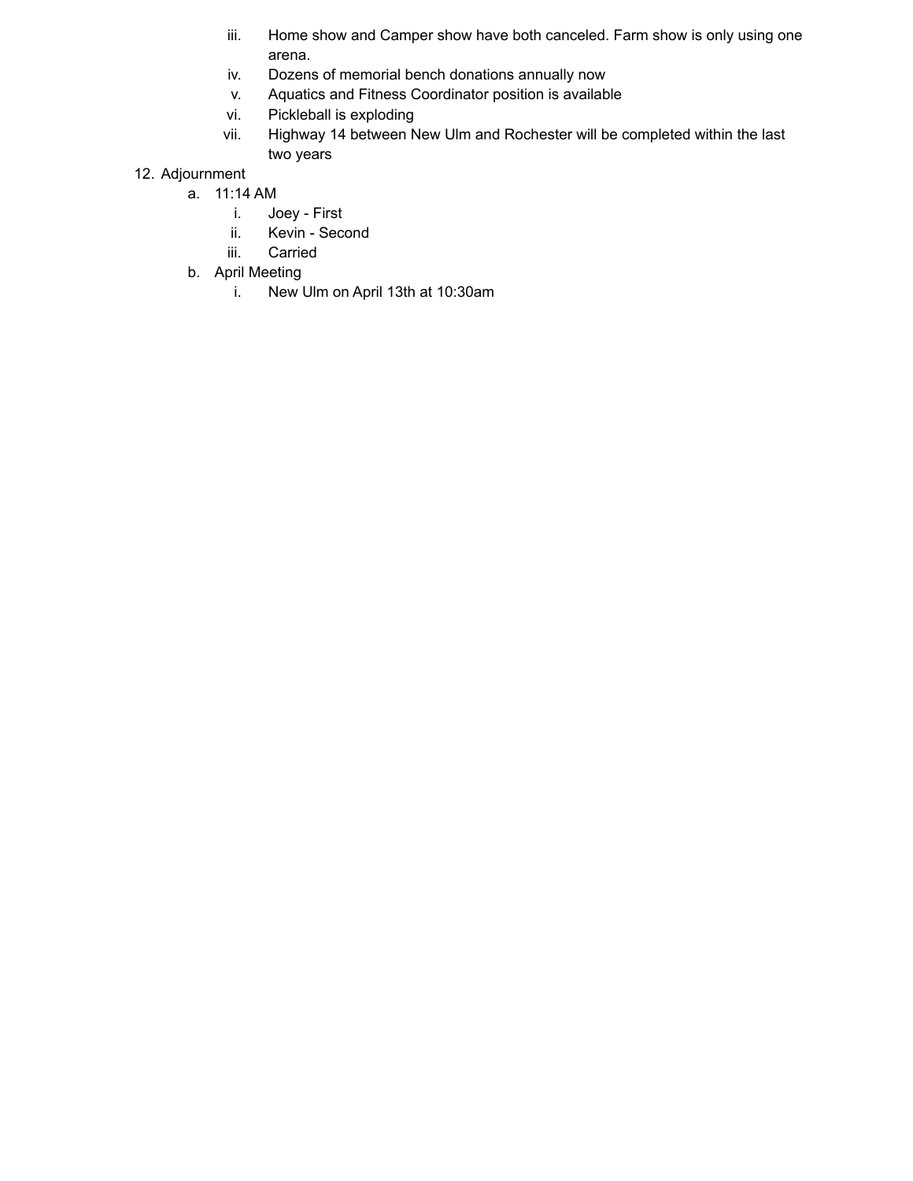iii. Home show and Camper show have both canceled. Farm show is only using one arena.
   iv. Dozens of memorial bench donations annually now
   v. Aquatics and Fitness Coordinator position is available
   vi. Pickleball is exploding
   vii. Highway 14 between New Ulm and Rochester will be completed within the last two years

12. Adjournment
    a. 11:14 AM
       i. Joey - First
       ii. Kevin - Second
       iii. Carried
    b. April Meeting
       i. New Ulm on April 13th at 10:30am